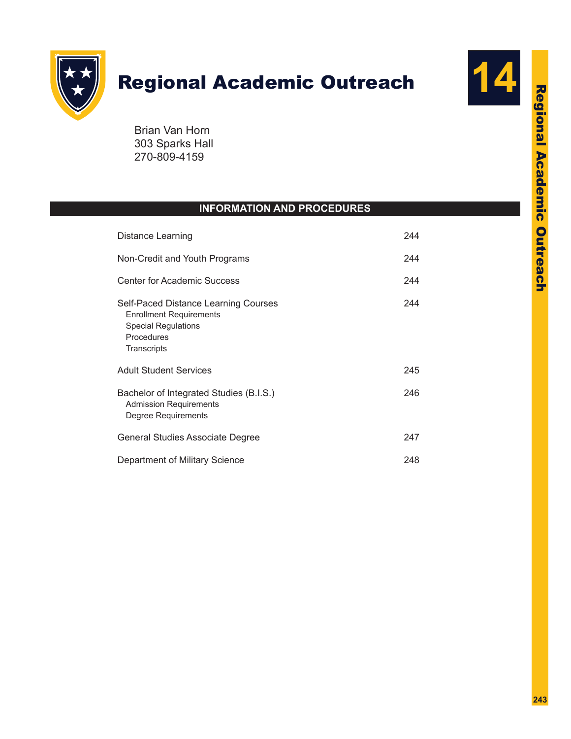# Regional Academic Outreach

**14**

Brian Van Horn
303 Sparks Hall
270-809-4159

## INFORMATION AND PROCEDURES

| | |
|---|---|
| Distance Learning | 244 |
| Non-Credit and Youth Programs | 244 |
| Center for Academic Success | 244 |
| Self-Paced Distance Learning Courses<br>Enrollment Requirements<br>Special Regulations<br>Procedures<br>Transcripts | 244 |
| Adult Student Services | 245 |
| Bachelor of Integrated Studies (B.I.S.)<br>Admission Requirements<br>Degree Requirements | 246 |
| General Studies Associate Degree | 247 |
| Department of Military Science | 248 |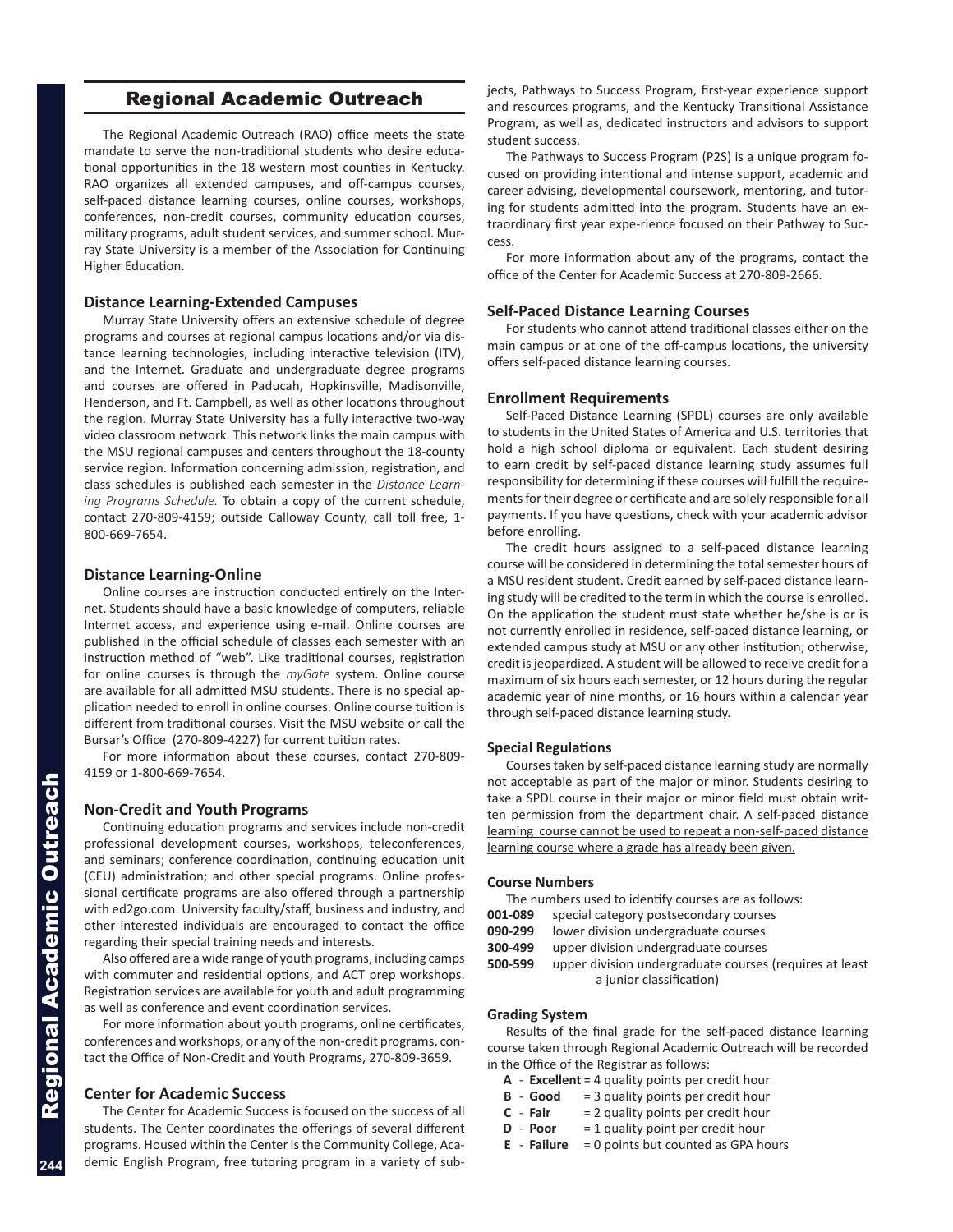# Regional Academic Outreach

The Regional Academic Outreach (RAO) office meets the state mandate to serve the non-traditional students who desire educational opportunities in the 18 western most counties in Kentucky. RAO organizes all extended campuses, and off-campus courses, self-paced distance learning courses, online courses, workshops, conferences, non-credit courses, community education courses, military programs, adult student services, and summer school. Murray State University is a member of the Association for Continuing Higher Education.

### Distance Learning-Extended Campuses

Murray State University offers an extensive schedule of degree programs and courses at regional campus locations and/or via distance learning technologies, including interactive television (ITV), and the Internet. Graduate and undergraduate degree programs and courses are offered in Paducah, Hopkinsville, Madisonville, Henderson, and Ft. Campbell, as well as other locations throughout the region. Murray State University has a fully interactive two-way video classroom network. This network links the main campus with the MSU regional campuses and centers throughout the 18-county service region. Information concerning admission, registration, and class schedules is published each semester in the *Distance Learning Programs Schedule.* To obtain a copy of the current schedule, contact 270-809-4159; outside Calloway County, call toll free, 1-800-669-7654.

### Distance Learning-Online

Online courses are instruction conducted entirely on the Internet. Students should have a basic knowledge of computers, reliable Internet access, and experience using e-mail. Online courses are published in the official schedule of classes each semester with an instruction method of "web". Like traditional courses, registration for online courses is through the *myGate* system. Online course are available for all admitted MSU students. There is no special application needed to enroll in online courses. Online course tuition is different from traditional courses. Visit the MSU website or call the Bursar's Office (270-809-4227) for current tuition rates.

For more information about these courses, contact 270-809-4159 or 1-800-669-7654.

### Non-Credit and Youth Programs

Continuing education programs and services include non-credit professional development courses, workshops, teleconferences, and seminars; conference coordination, continuing education unit (CEU) administration; and other special programs. Online professional certificate programs are also offered through a partnership with ed2go.com. University faculty/staff, business and industry, and other interested individuals are encouraged to contact the office regarding their special training needs and interests.

Also offered are a wide range of youth programs, including camps with commuter and residential options, and ACT prep workshops. Registration services are available for youth and adult programming as well as conference and event coordination services.

For more information about youth programs, online certificates, conferences and workshops, or any of the non-credit programs, contact the Office of Non-Credit and Youth Programs, 270-809-3659.

### Center for Academic Success

The Center for Academic Success is focused on the success of all students. The Center coordinates the offerings of several different programs. Housed within the Center is the Community College, Academic English Program, free tutoring program in a variety of subjects, Pathways to Success Program, first-year experience support and resources programs, and the Kentucky Transitional Assistance Program, as well as, dedicated instructors and advisors to support student success.

The Pathways to Success Program (P2S) is a unique program focused on providing intentional and intense support, academic and career advising, developmental coursework, mentoring, and tutoring for students admitted into the program. Students have an extraordinary first year expe-rience focused on their Pathway to Success.

For more information about any of the programs, contact the office of the Center for Academic Success at 270-809-2666.

### Self-Paced Distance Learning Courses

For students who cannot attend traditional classes either on the main campus or at one of the off-campus locations, the university offers self-paced distance learning courses.

### Enrollment Requirements

Self-Paced Distance Learning (SPDL) courses are only available to students in the United States of America and U.S. territories that hold a high school diploma or equivalent. Each student desiring to earn credit by self-paced distance learning study assumes full responsibility for determining if these courses will fulfill the requirements for their degree or certificate and are solely responsible for all payments. If you have questions, check with your academic advisor before enrolling.

The credit hours assigned to a self-paced distance learning course will be considered in determining the total semester hours of a MSU resident student. Credit earned by self-paced distance learning study will be credited to the term in which the course is enrolled. On the application the student must state whether he/she is or is not currently enrolled in residence, self-paced distance learning, or extended campus study at MSU or any other institution; otherwise, credit is jeopardized. A student will be allowed to receive credit for a maximum of six hours each semester, or 12 hours during the regular academic year of nine months, or 16 hours within a calendar year through self-paced distance learning study.

#### Special Regulations

Courses taken by self-paced distance learning study are normally not acceptable as part of the major or minor. Students desiring to take a SPDL course in their major or minor field must obtain written permission from the department chair. <u>A self-paced distance learning course cannot be used to repeat a non-self-paced distance learning course where a grade has already been given.</u>

#### Course Numbers

The numbers used to identify courses are as follows:

- **001-089** special category postsecondary courses
- **090-299** lower division undergraduate courses
- **300-499** upper division undergraduate courses
- **500-599** upper division undergraduate courses (requires at least a junior classification)

#### Grading System

Results of the final grade for the self-paced distance learning course taken through Regional Academic Outreach will be recorded in the Office of the Registrar as follows:

- **A** - **Excellent** = 4 quality points per credit hour
- **B** - **Good** = 3 quality points per credit hour
- **C** - **Fair** = 2 quality points per credit hour
- **D** - **Poor** = 1 quality point per credit hour
- **E** - **Failure** = 0 points but counted as GPA hours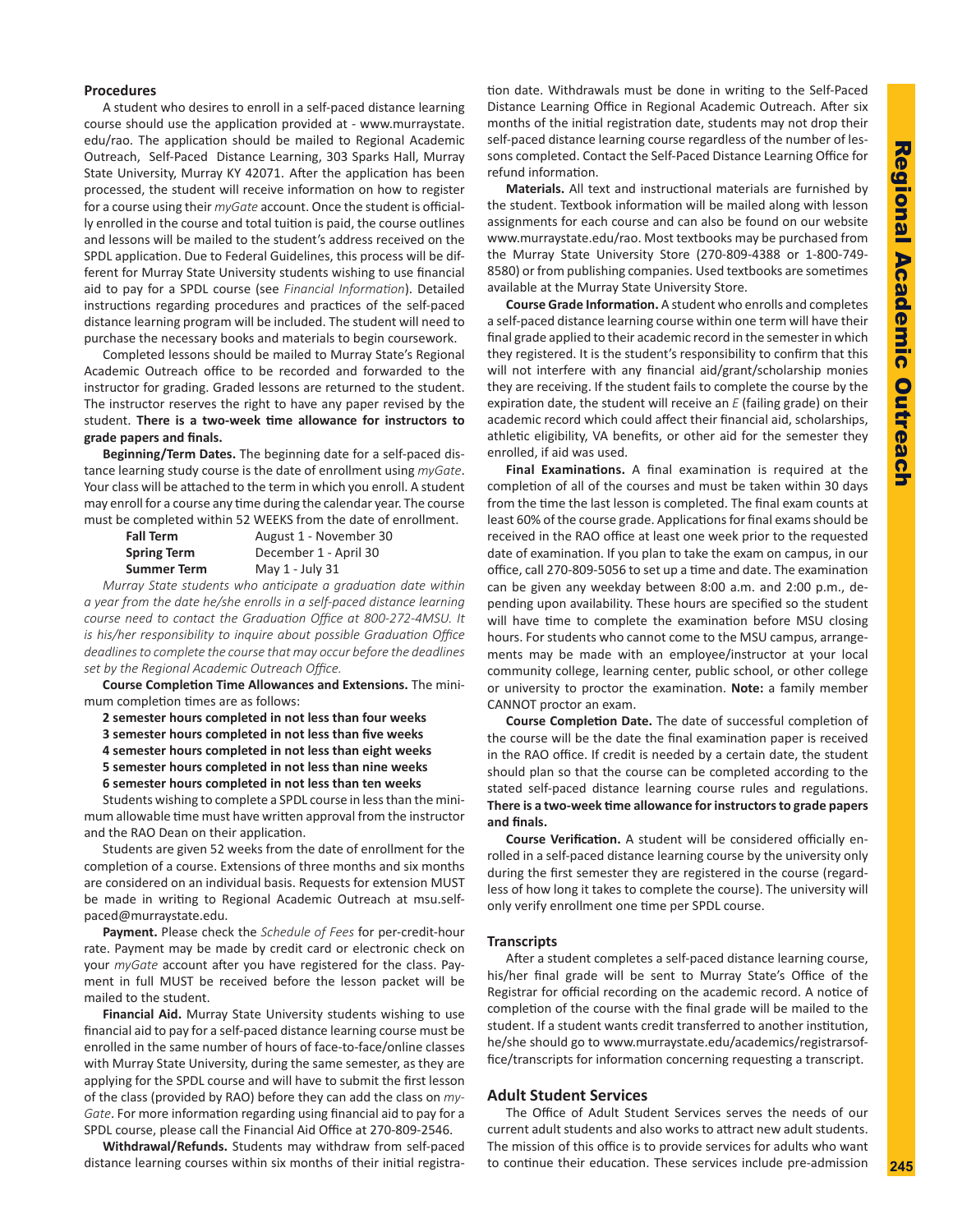### Procedures

A student who desires to enroll in a self-paced distance learning course should use the application provided at - www.murraystate.edu/rao. The application should be mailed to Regional Academic Outreach, Self-Paced Distance Learning, 303 Sparks Hall, Murray State University, Murray KY 42071. After the application has been processed, the student will receive information on how to register for a course using their *myGate* account. Once the student is officially enrolled in the course and total tuition is paid, the course outlines and lessons will be mailed to the student's address received on the SPDL application. Due to Federal Guidelines, this process will be different for Murray State University students wishing to use financial aid to pay for a SPDL course (see *Financial Information*). Detailed instructions regarding procedures and practices of the self-paced distance learning program will be included. The student will need to purchase the necessary books and materials to begin coursework.

Completed lessons should be mailed to Murray State's Regional Academic Outreach office to be recorded and forwarded to the instructor for grading. Graded lessons are returned to the student. The instructor reserves the right to have any paper revised by the student. **There is a two-week time allowance for instructors to grade papers and finals.**

**Beginning/Term Dates.** The beginning date for a self-paced distance learning study course is the date of enrollment using *myGate*. Your class will be attached to the term in which you enroll. A student may enroll for a course any time during the calendar year. The course must be completed within 52 WEEKS from the date of enrollment.

| | |
|---|---|
| **Fall Term** | August 1 - November 30 |
| **Spring Term** | December 1 - April 30 |
| **Summer Term** | May 1 - July 31 |

*Murray State students who anticipate a graduation date within a year from the date he/she enrolls in a self-paced distance learning course need to contact the Graduation Office at 800-272-4MSU. It is his/her responsibility to inquire about possible Graduation Office deadlines to complete the course that may occur before the deadlines set by the Regional Academic Outreach Office.*

**Course Completion Time Allowances and Extensions.** The minimum completion times are as follows:

**2 semester hours completed in not less than four weeks**
**3 semester hours completed in not less than five weeks**
**4 semester hours completed in not less than eight weeks**
**5 semester hours completed in not less than nine weeks**
**6 semester hours completed in not less than ten weeks**

Students wishing to complete a SPDL course in less than the minimum allowable time must have written approval from the instructor and the RAO Dean on their application.

Students are given 52 weeks from the date of enrollment for the completion of a course. Extensions of three months and six months are considered on an individual basis. Requests for extension MUST be made in writing to Regional Academic Outreach at msu.selfpaced@murraystate.edu.

**Payment.** Please check the *Schedule of Fees* for per-credit-hour rate. Payment may be made by credit card or electronic check on your *myGate* account after you have registered for the class. Payment in full MUST be received before the lesson packet will be mailed to the student.

**Financial Aid.** Murray State University students wishing to use financial aid to pay for a self-paced distance learning course must be enrolled in the same number of hours of face-to-face/online classes with Murray State University, during the same semester, as they are applying for the SPDL course and will have to submit the first lesson of the class (provided by RAO) before they can add the class on *myGate*. For more information regarding using financial aid to pay for a SPDL course, please call the Financial Aid Office at 270-809-2546.

**Withdrawal/Refunds.** Students may withdraw from self-paced distance learning courses within six months of their initial registration date. Withdrawals must be done in writing to the Self-Paced Distance Learning Office in Regional Academic Outreach. After six months of the initial registration date, students may not drop their self-paced distance learning course regardless of the number of lessons completed. Contact the Self-Paced Distance Learning Office for refund information.

**Materials.** All text and instructional materials are furnished by the student. Textbook information will be mailed along with lesson assignments for each course and can also be found on our website www.murraystate.edu/rao. Most textbooks may be purchased from the Murray State University Store (270-809-4388 or 1-800-749-8580) or from publishing companies. Used textbooks are sometimes available at the Murray State University Store.

**Course Grade Information.** A student who enrolls and completes a self-paced distance learning course within one term will have their final grade applied to their academic record in the semester in which they registered. It is the student's responsibility to confirm that this will not interfere with any financial aid/grant/scholarship monies they are receiving. If the student fails to complete the course by the expiration date, the student will receive an *E* (failing grade) on their academic record which could affect their financial aid, scholarships, athletic eligibility, VA benefits, or other aid for the semester they enrolled, if aid was used.

**Final Examinations.** A final examination is required at the completion of all of the courses and must be taken within 30 days from the time the last lesson is completed. The final exam counts at least 60% of the course grade. Applications for final exams should be received in the RAO office at least one week prior to the requested date of examination. If you plan to take the exam on campus, in our office, call 270-809-5056 to set up a time and date. The examination can be given any weekday between 8:00 a.m. and 2:00 p.m., depending upon availability. These hours are specified so the student will have time to complete the examination before MSU closing hours. For students who cannot come to the MSU campus, arrangements may be made with an employee/instructor at your local community college, learning center, public school, or other college or university to proctor the examination. **Note:** a family member CANNOT proctor an exam.

**Course Completion Date.** The date of successful completion of the course will be the date the final examination paper is received in the RAO office. If credit is needed by a certain date, the student should plan so that the course can be completed according to the stated self-paced distance learning course rules and regulations. **There is a two-week time allowance for instructors to grade papers and finals.**

**Course Verification.** A student will be considered officially enrolled in a self-paced distance learning course by the university only during the first semester they are registered in the course (regardless of how long it takes to complete the course). The university will only verify enrollment one time per SPDL course.

### Transcripts

After a student completes a self-paced distance learning course, his/her final grade will be sent to Murray State's Office of the Registrar for official recording on the academic record. A notice of completion of the course with the final grade will be mailed to the student. If a student wants credit transferred to another institution, he/she should go to www.murraystate.edu/academics/registrarsoffice/transcripts for information concerning requesting a transcript.

## Adult Student Services

The Office of Adult Student Services serves the needs of our current adult students and also works to attract new adult students. The mission of this office is to provide services for adults who want to continue their education. These services include pre-admission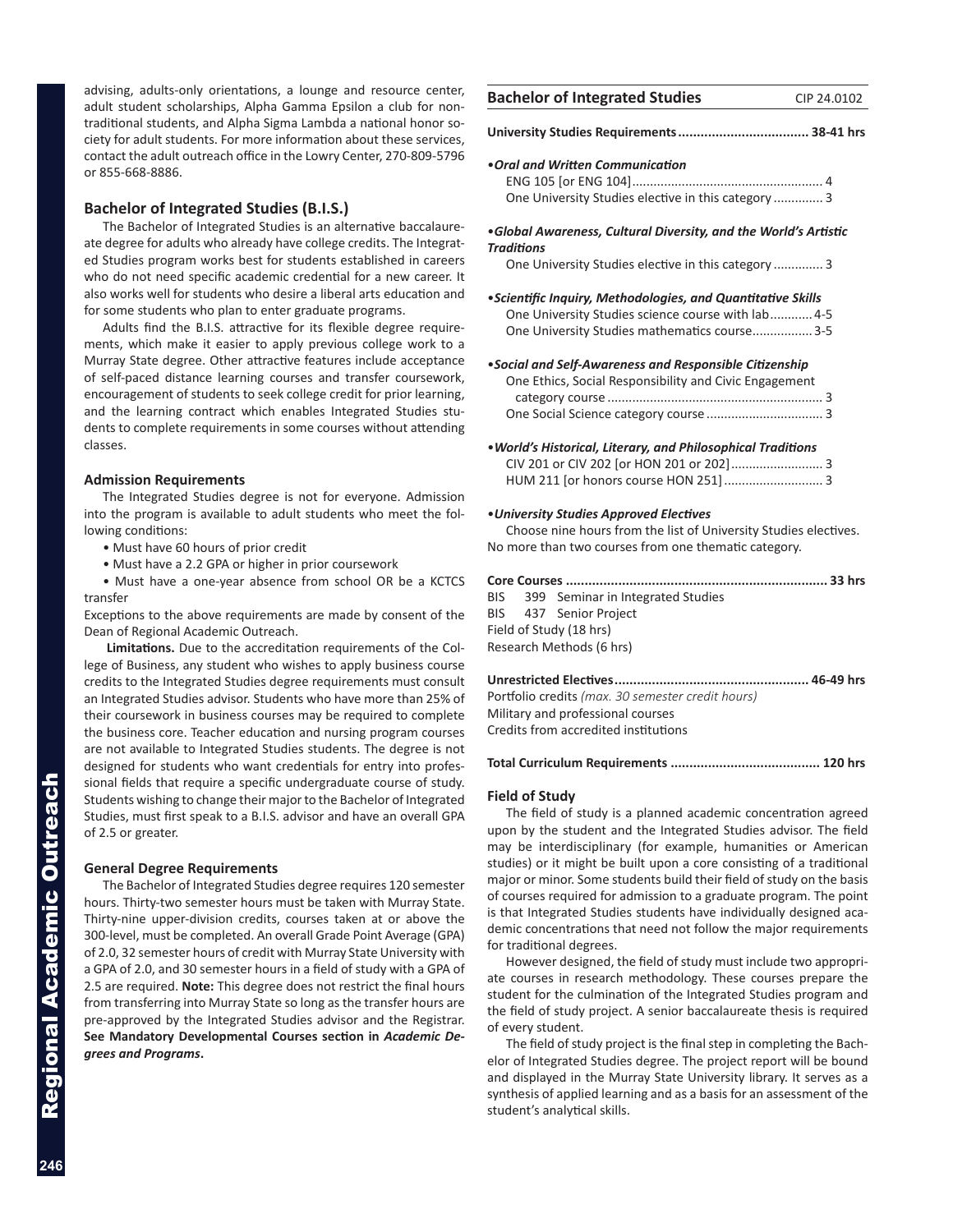advising, adults-only orientations, a lounge and resource center, adult student scholarships, Alpha Gamma Epsilon a club for nontraditional students, and Alpha Sigma Lambda a national honor society for adult students. For more information about these services, contact the adult outreach office in the Lowry Center, 270-809-5796 or 855-668-8886.

## Bachelor of Integrated Studies (B.I.S.)

The Bachelor of Integrated Studies is an alternative baccalaureate degree for adults who already have college credits. The Integrated Studies program works best for students established in careers who do not need specific academic credential for a new career. It also works well for students who desire a liberal arts education and for some students who plan to enter graduate programs.

Adults find the B.I.S. attractive for its flexible degree requirements, which make it easier to apply previous college work to a Murray State degree. Other attractive features include acceptance of self-paced distance learning courses and transfer coursework, encouragement of students to seek college credit for prior learning, and the learning contract which enables Integrated Studies students to complete requirements in some courses without attending classes.

### Admission Requirements

The Integrated Studies degree is not for everyone. Admission into the program is available to adult students who meet the following conditions:

- Must have 60 hours of prior credit
- Must have a 2.2 GPA or higher in prior coursework
- Must have a one-year absence from school OR be a KCTCS transfer

Exceptions to the above requirements are made by consent of the Dean of Regional Academic Outreach.

**Limitations.** Due to the accreditation requirements of the College of Business, any student who wishes to apply business course credits to the Integrated Studies degree requirements must consult an Integrated Studies advisor. Students who have more than 25% of their coursework in business courses may be required to complete the business core. Teacher education and nursing program courses are not available to Integrated Studies students. The degree is not designed for students who want credentials for entry into professional fields that require a specific undergraduate course of study. Students wishing to change their major to the Bachelor of Integrated Studies, must first speak to a B.I.S. advisor and have an overall GPA of 2.5 or greater.

### General Degree Requirements

The Bachelor of Integrated Studies degree requires 120 semester hours. Thirty-two semester hours must be taken with Murray State. Thirty-nine upper-division credits, courses taken at or above the 300-level, must be completed. An overall Grade Point Average (GPA) of 2.0, 32 semester hours of credit with Murray State University with a GPA of 2.0, and 30 semester hours in a field of study with a GPA of 2.5 are required. **Note:** This degree does not restrict the final hours from transferring into Murray State so long as the transfer hours are pre-approved by the Integrated Studies advisor and the Registrar. **See Mandatory Developmental Courses section in *Academic Degrees and Programs*.**

## Bachelor of Integrated Studies — CIP 24.0102

**University Studies Requirements .................................. 38-41 hrs**

- ***Oral and Written Communication***
  - ENG 105 [or ENG 104] ...................................................... 4
  - One University Studies elective in this category ............. 3
- ***Global Awareness, Cultural Diversity, and the World's Artistic Traditions***
  - One University Studies elective in this category ............. 3
- ***Scientific Inquiry, Methodologies, and Quantitative Skills***
  - One University Studies science course with lab ........... 4-5
  - One University Studies mathematics course ................ 3-5
- ***Social and Self-Awareness and Responsible Citizenship***
  - One Ethics, Social Responsibility and Civic Engagement category course ............................................................ 3
  - One Social Science category course ................................ 3
- ***World's Historical, Literary, and Philosophical Traditions***
  - CIV 201 or CIV 202 [or HON 201 or 202] ......................... 3
  - HUM 211 [or honors course HON 251] ........................... 3
- ***University Studies Approved Electives***

Choose nine hours from the list of University Studies electives. No more than two courses from one thematic category.

**Core Courses ..................................................................... 33 hrs**

BIS 399 Seminar in Integrated Studies
BIS 437 Senior Project
Field of Study (18 hrs)
Research Methods (6 hrs)

**Unrestricted Electives ................................................... 46-49 hrs**

Portfolio credits *(max. 30 semester credit hours)*
Military and professional courses
Credits from accredited institutions

**Total Curriculum Requirements ....................................... 120 hrs**

### Field of Study

The field of study is a planned academic concentration agreed upon by the student and the Integrated Studies advisor. The field may be interdisciplinary (for example, humanities or American studies) or it might be built upon a core consisting of a traditional major or minor. Some students build their field of study on the basis of courses required for admission to a graduate program. The point is that Integrated Studies students have individually designed academic concentrations that need not follow the major requirements for traditional degrees.

However designed, the field of study must include two appropriate courses in research methodology. These courses prepare the student for the culmination of the Integrated Studies program and the field of study project. A senior baccalaureate thesis is required of every student.

The field of study project is the final step in completing the Bachelor of Integrated Studies degree. The project report will be bound and displayed in the Murray State University library. It serves as a synthesis of applied learning and as a basis for an assessment of the student's analytical skills.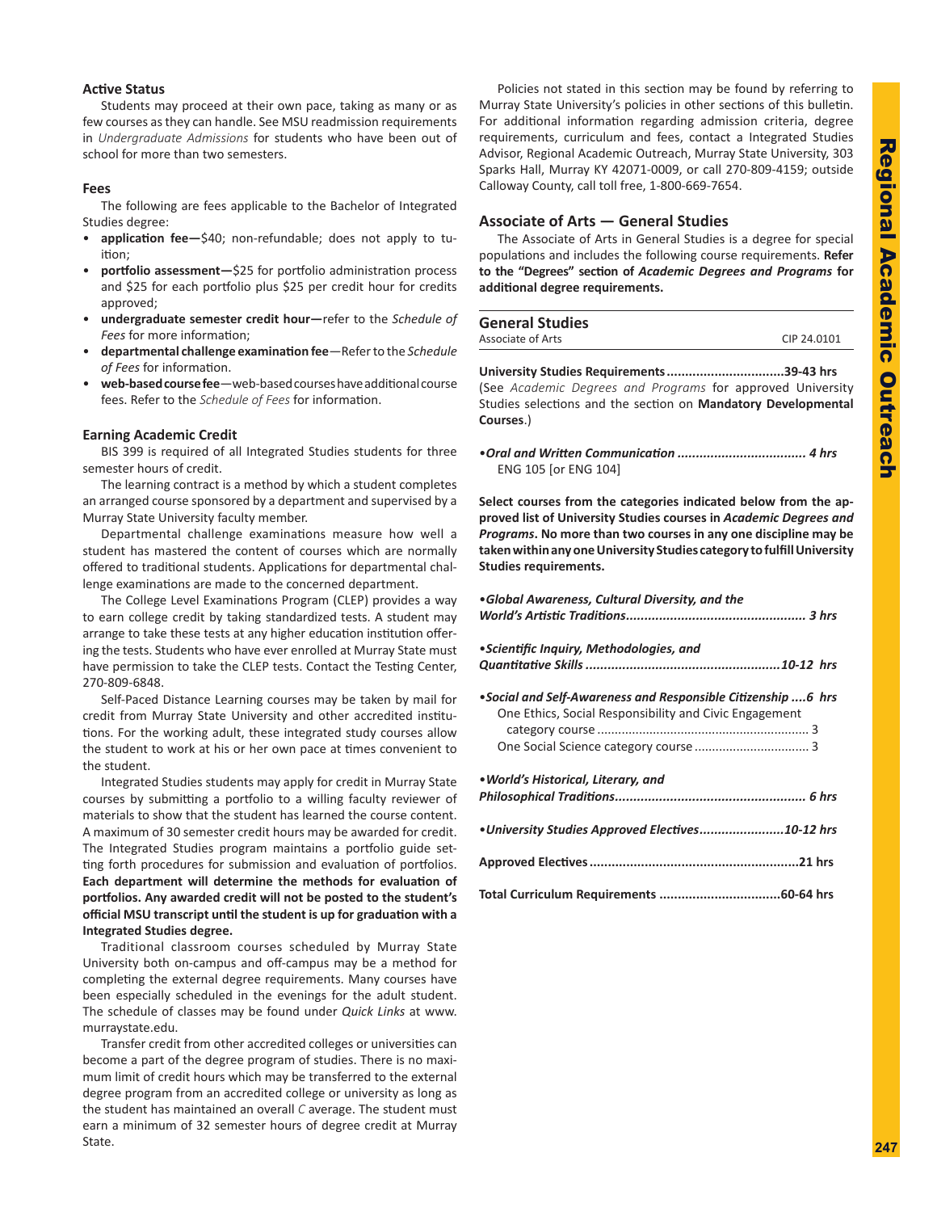### Active Status

Students may proceed at their own pace, taking as many or as few courses as they can handle. See MSU readmission requirements in *Undergraduate Admissions* for students who have been out of school for more than two semesters.

### Fees

The following are fees applicable to the Bachelor of Integrated Studies degree:

- **application fee—**$40; non-refundable; does not apply to tuition;
- **portfolio assessment—**$25 for portfolio administration process and $25 for each portfolio plus $25 per credit hour for credits approved;
- **undergraduate semester credit hour—**refer to the *Schedule of Fees* for more information;
- **departmental challenge examination fee**—Refer to the *Schedule of Fees* for information.
- **web-based course fee**—web-based courses have additional course fees. Refer to the *Schedule of Fees* for information.

### Earning Academic Credit

BIS 399 is required of all Integrated Studies students for three semester hours of credit.

The learning contract is a method by which a student completes an arranged course sponsored by a department and supervised by a Murray State University faculty member.

Departmental challenge examinations measure how well a student has mastered the content of courses which are normally offered to traditional students. Applications for departmental challenge examinations are made to the concerned department.

The College Level Examinations Program (CLEP) provides a way to earn college credit by taking standardized tests. A student may arrange to take these tests at any higher education institution offering the tests. Students who have ever enrolled at Murray State must have permission to take the CLEP tests. Contact the Testing Center, 270-809-6848.

Self-Paced Distance Learning courses may be taken by mail for credit from Murray State University and other accredited institutions. For the working adult, these integrated study courses allow the student to work at his or her own pace at times convenient to the student.

Integrated Studies students may apply for credit in Murray State courses by submitting a portfolio to a willing faculty reviewer of materials to show that the student has learned the course content. A maximum of 30 semester credit hours may be awarded for credit. The Integrated Studies program maintains a portfolio guide setting forth procedures for submission and evaluation of portfolios. **Each department will determine the methods for evaluation of portfolios. Any awarded credit will not be posted to the student's official MSU transcript until the student is up for graduation with a Integrated Studies degree.**

Traditional classroom courses scheduled by Murray State University both on-campus and off-campus may be a method for completing the external degree requirements. Many courses have been especially scheduled in the evenings for the adult student. The schedule of classes may be found under *Quick Links* at www.murraystate.edu.

Transfer credit from other accredited colleges or universities can become a part of the degree program of studies. There is no maximum limit of credit hours which may be transferred to the external degree program from an accredited college or university as long as the student has maintained an overall *C* average. The student must earn a minimum of 32 semester hours of degree credit at Murray State.

Policies not stated in this section may be found by referring to Murray State University's policies in other sections of this bulletin. For additional information regarding admission criteria, degree requirements, curriculum and fees, contact a Integrated Studies Advisor, Regional Academic Outreach, Murray State University, 303 Sparks Hall, Murray KY 42071-0009, or call 270-809-4159; outside Calloway County, call toll free, 1-800-669-7654.

## Associate of Arts — General Studies

The Associate of Arts in General Studies is a degree for special populations and includes the following course requirements. **Refer to the "Degrees" section of *Academic Degrees and Programs* for additional degree requirements.**

### General Studies

Associate of Arts — CIP 24.0101

**University Studies Requirements................................39-43 hrs**
(See *Academic Degrees and Programs* for approved University Studies selections and the section on **Mandatory Developmental Courses**.)

***•Oral and Written Communication .................................. 4 hrs***
ENG 105 [or ENG 104]

**Select courses from the categories indicated below from the approved list of University Studies courses in *Academic Degrees and Programs*. No more than two courses in any one discipline may be taken within any one University Studies category to fulfill University Studies requirements.**

***•Global Awareness, Cultural Diversity, and the World's Artistic Traditions................................................ 3 hrs***

***•Scientific Inquiry, Methodologies, and Quantitative Skills ....................................................10-12 hrs***

***•Social and Self-Awareness and Responsible Citizenship ....6 hrs***
One Ethics, Social Responsibility and Civic Engagement category course ............................................................ 3
One Social Science category course ................................ 3

***•World's Historical, Literary, and Philosophical Traditions................................................... 6 hrs***

***•University Studies Approved Electives.......................10-12 hrs***

**Approved Electives.......................................................21 hrs**

**Total Curriculum Requirements ................................60-64 hrs**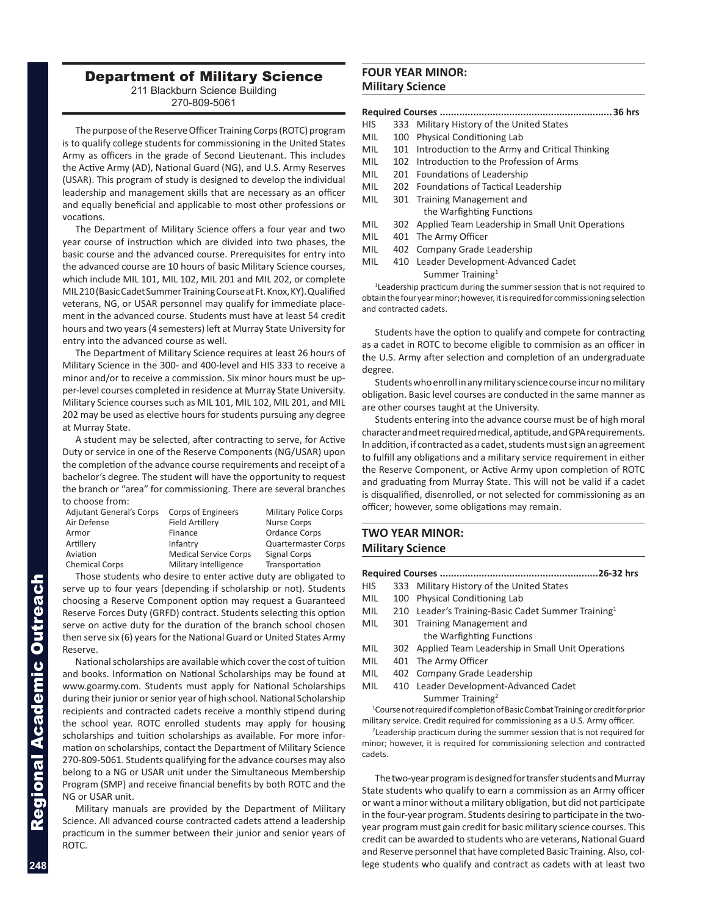# Department of Military Science

211 Blackburn Science Building
270-809-5061

The purpose of the Reserve Officer Training Corps (ROTC) program is to qualify college students for commissioning in the United States Army as officers in the grade of Second Lieutenant. This includes the Active Army (AD), National Guard (NG), and U.S. Army Reserves (USAR). This program of study is designed to develop the individual leadership and management skills that are necessary as an officer and equally beneficial and applicable to most other professions or vocations.

The Department of Military Science offers a four year and two year course of instruction which are divided into two phases, the basic course and the advanced course. Prerequisites for entry into the advanced course are 10 hours of basic Military Science courses, which include MIL 101, MIL 102, MIL 201 and MIL 202, or complete MIL 210 (Basic Cadet Summer Training Course at Ft. Knox, KY). Qualified veterans, NG, or USAR personnel may qualify for immediate placement in the advanced course. Students must have at least 54 credit hours and two years (4 semesters) left at Murray State University for entry into the advanced course as well.

The Department of Military Science requires at least 26 hours of Military Science in the 300- and 400-level and HIS 333 to receive a minor and/or to receive a commission. Six minor hours must be upper-level courses completed in residence at Murray State University. Military Science courses such as MIL 101, MIL 102, MIL 201, and MIL 202 may be used as elective hours for students pursuing any degree at Murray State.

A student may be selected, after contracting to serve, for Active Duty or service in one of the Reserve Components (NG/USAR) upon the completion of the advance course requirements and receipt of a bachelor's degree. The student will have the opportunity to request the branch or "area" for commissioning. There are several branches to choose from:

| | | |
|---|---|---|
| Adjutant General's Corps | Corps of Engineers | Military Police Corps |
| Air Defense | Field Artillery | Nurse Corps |
| Armor | Finance | Ordance Corps |
| Artillery | Infantry | Quartermaster Corps |
| Aviation | Medical Service Corps | Signal Corps |
| Chemical Corps | Military Intelligence | Transportation |

Those students who desire to enter active duty are obligated to serve up to four years (depending if scholarship or not). Students choosing a Reserve Component option may request a Guaranteed Reserve Forces Duty (GRFD) contract. Students selecting this option serve on active duty for the duration of the branch school chosen then serve six (6) years for the National Guard or United States Army Reserve.

National scholarships are available which cover the cost of tuition and books. Information on National Scholarships may be found at www.goarmy.com. Students must apply for National Scholarships during their junior or senior year of high school. National Scholarship recipients and contracted cadets receive a monthly stipend during the school year. ROTC enrolled students may apply for housing scholarships and tuition scholarships as available. For more information on scholarships, contact the Department of Military Science 270-809-5061. Students qualifying for the advance courses may also belong to a NG or USAR unit under the Simultaneous Membership Program (SMP) and receive financial benefits by both ROTC and the NG or USAR unit.

Military manuals are provided by the Department of Military Science. All advanced course contracted cadets attend a leadership practicum in the summer between their junior and senior years of ROTC.

## FOUR YEAR MINOR: Military Science

**Required Courses ............................................................. 36 hrs**

- HIS 333 Military History of the United States
- MIL 100 Physical Conditioning Lab
- MIL 101 Introduction to the Army and Critical Thinking
- MIL 102 Introduction to the Profession of Arms
- MIL 201 Foundations of Leadership
- MIL 202 Foundations of Tactical Leadership
- MIL 301 Training Management and the Warfighting Functions
- MIL 302 Applied Team Leadership in Small Unit Operations
- MIL 401 The Army Officer
- MIL 402 Company Grade Leadership
- MIL 410 Leader Development-Advanced Cadet Summer Training[1]

[1]Leadership practicum during the summer session that is not required to obtain the four year minor; however, it is required for commissioning selection and contracted cadets.

Students have the option to qualify and compete for contracting as a cadet in ROTC to become eligible to commision as an officer in the U.S. Army after selection and completion of an undergraduate degree.

Students who enroll in any military science course incur no military obligation. Basic level courses are conducted in the same manner as are other courses taught at the University.

Students entering into the advance course must be of high moral character and meet required medical, aptitude, and GPA requirements. In addition, if contracted as a cadet, students must sign an agreement to fulfill any obligations and a military service requirement in either the Reserve Component, or Active Army upon completion of ROTC and graduating from Murray State. This will not be valid if a cadet is disqualified, disenrolled, or not selected for commissioning as an officer; however, some obligations may remain.

## TWO YEAR MINOR: Military Science

**Required Courses ........................................................26-32 hrs**

- HIS 333 Military History of the United States
- MIL 100 Physical Conditioning Lab
- MIL 210 Leader's Training-Basic Cadet Summer Training[1]
- MIL 301 Training Management and the Warfighting Functions
- MIL 302 Applied Team Leadership in Small Unit Operations
- MIL 401 The Army Officer
- MIL 402 Company Grade Leadership
- MIL 410 Leader Development-Advanced Cadet Summer Training[2]

[1]Course not required if completion of Basic Combat Training or credit for prior military service. Credit required for commissioning as a U.S. Army officer.

[2]Leadership practicum during the summer session that is not required for minor; however, it is required for commissioning selection and contracted cadets.

The two-year program is designed for transfer students and Murray State students who qualify to earn a commission as an Army officer or want a minor without a military obligation, but did not participate in the four-year program. Students desiring to participate in the two-year program must gain credit for basic military science courses. This credit can be awarded to students who are veterans, National Guard and Reserve personnel that have completed Basic Training. Also, college students who qualify and contract as cadets with at least two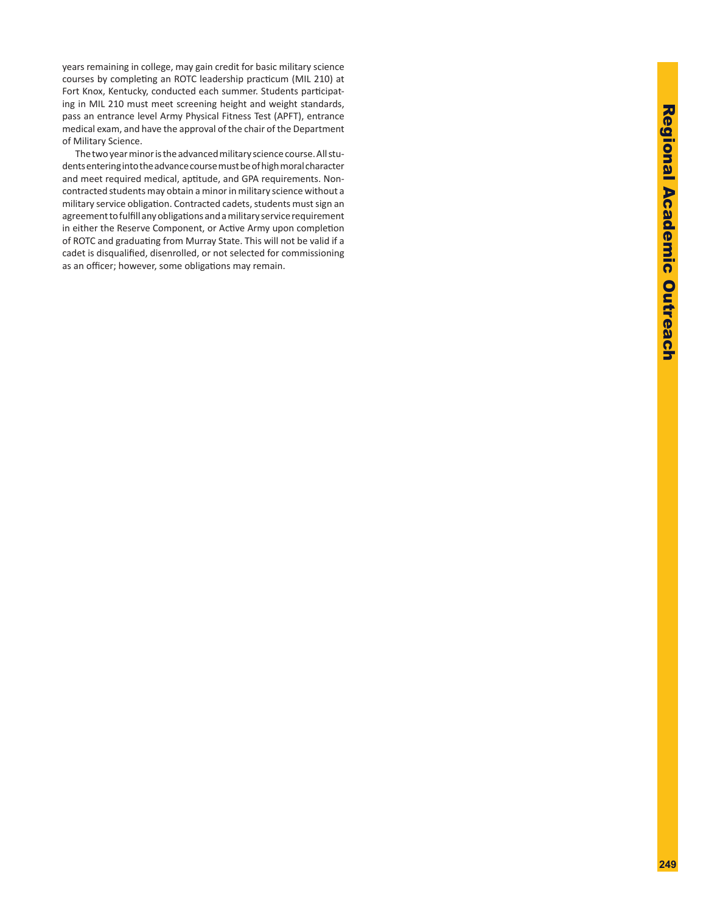years remaining in college, may gain credit for basic military science courses by completing an ROTC leadership practicum (MIL 210) at Fort Knox, Kentucky, conducted each summer. Students participating in MIL 210 must meet screening height and weight standards, pass an entrance level Army Physical Fitness Test (APFT), entrance medical exam, and have the approval of the chair of the Department of Military Science.

The two year minor is the advanced military science course. All students entering into the advance course must be of high moral character and meet required medical, aptitude, and GPA requirements. Non-contracted students may obtain a minor in military science without a military service obligation. Contracted cadets, students must sign an agreement to fulfill any obligations and a military service requirement in either the Reserve Component, or Active Army upon completion of ROTC and graduating from Murray State. This will not be valid if a cadet is disqualified, disenrolled, or not selected for commissioning as an officer; however, some obligations may remain.